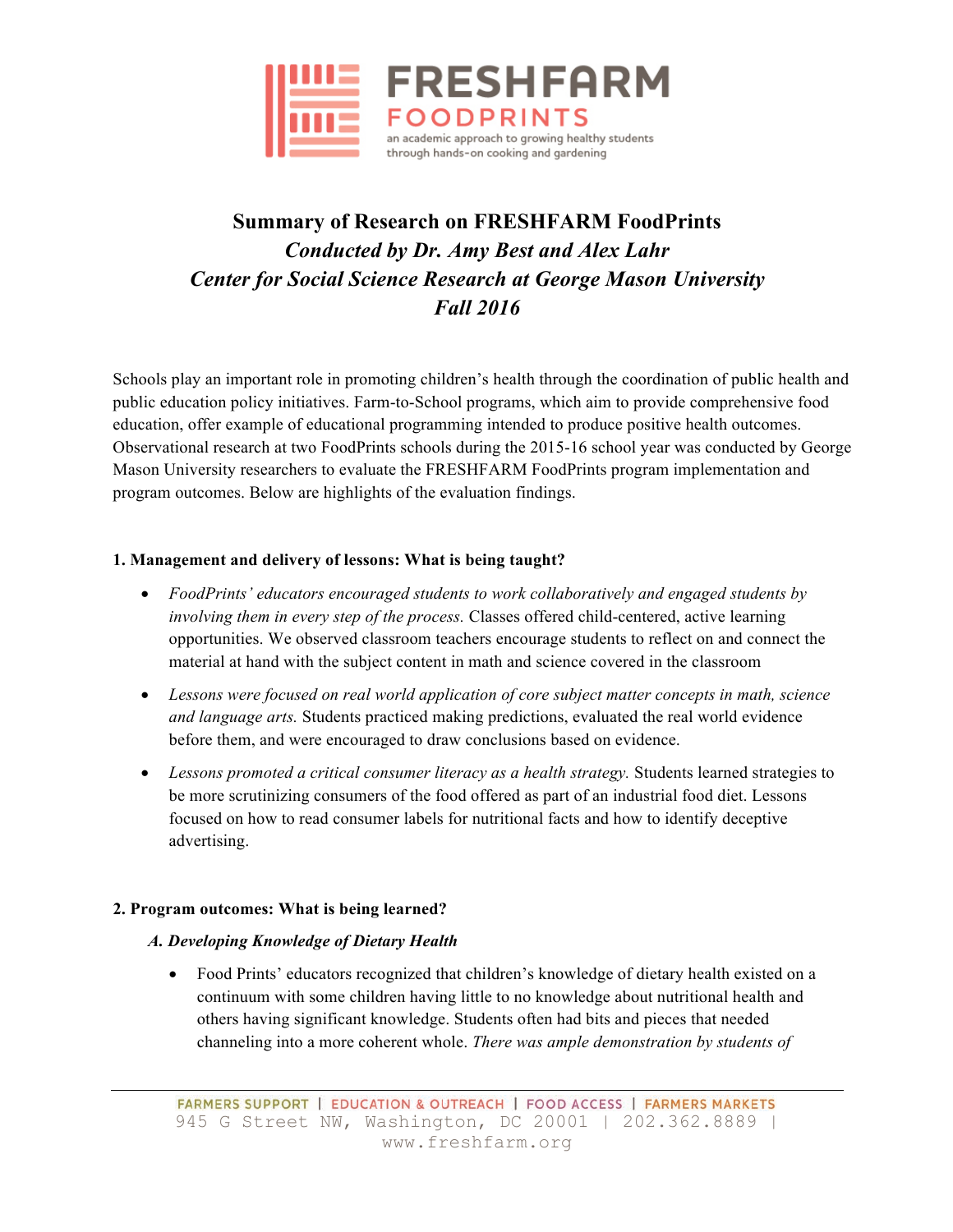# Summary of Research on FRESHFARM FoodPrints

*Conducted by Dr. Amy Best and Alex Lahr*

*Center for Social Science Research at George Mason University*

*Fall 2016*

Schools play an important role in promoting children's health through the coordination of public health and public education policy initiatives. Farm-to-School programs, which aim to provide comprehensive food education, offer example of educational programming intended to produce positive health outcomes. Observational research at two FoodPrints schools during the 2015-16 school year was conducted by George Mason University researchers to evaluate the FRESHFARM FoodPrints program implementation and program outcomes. Below are highlights of the evaluation findings.

## 1. Management and delivery of lessons: What is being taught?

- *FoodPrints' educators encouraged students to work collaboratively and engaged students by involving them in every step of the process.* Classes offered child-centered, active learning opportunities. We observed classroom teachers encourage students to reflect on and connect the material at hand with the subject content in math and science covered in the classroom
- *Lessons were focused on real world application of core subject matter concepts in math, science and language arts.* Students practiced making predictions, evaluated the real world evidence before them, and were encouraged to draw conclusions based on evidence.
- *Lessons promoted a critical consumer literacy as a health strategy.* Students learned strategies to be more scrutinizing consumers of the food offered as part of an industrial food diet. Lessons focused on how to read consumer labels for nutritional facts and how to identify deceptive advertising.

## 2. Program outcomes: What is being learned?

### *A. Developing Knowledge of Dietary Health*

- Food Prints' educators recognized that children's knowledge of dietary health existed on a continuum with some children having little to no knowledge about nutritional health and others having significant knowledge. Students often had bits and pieces that needed channeling into a more coherent whole. *There was ample demonstration by students of*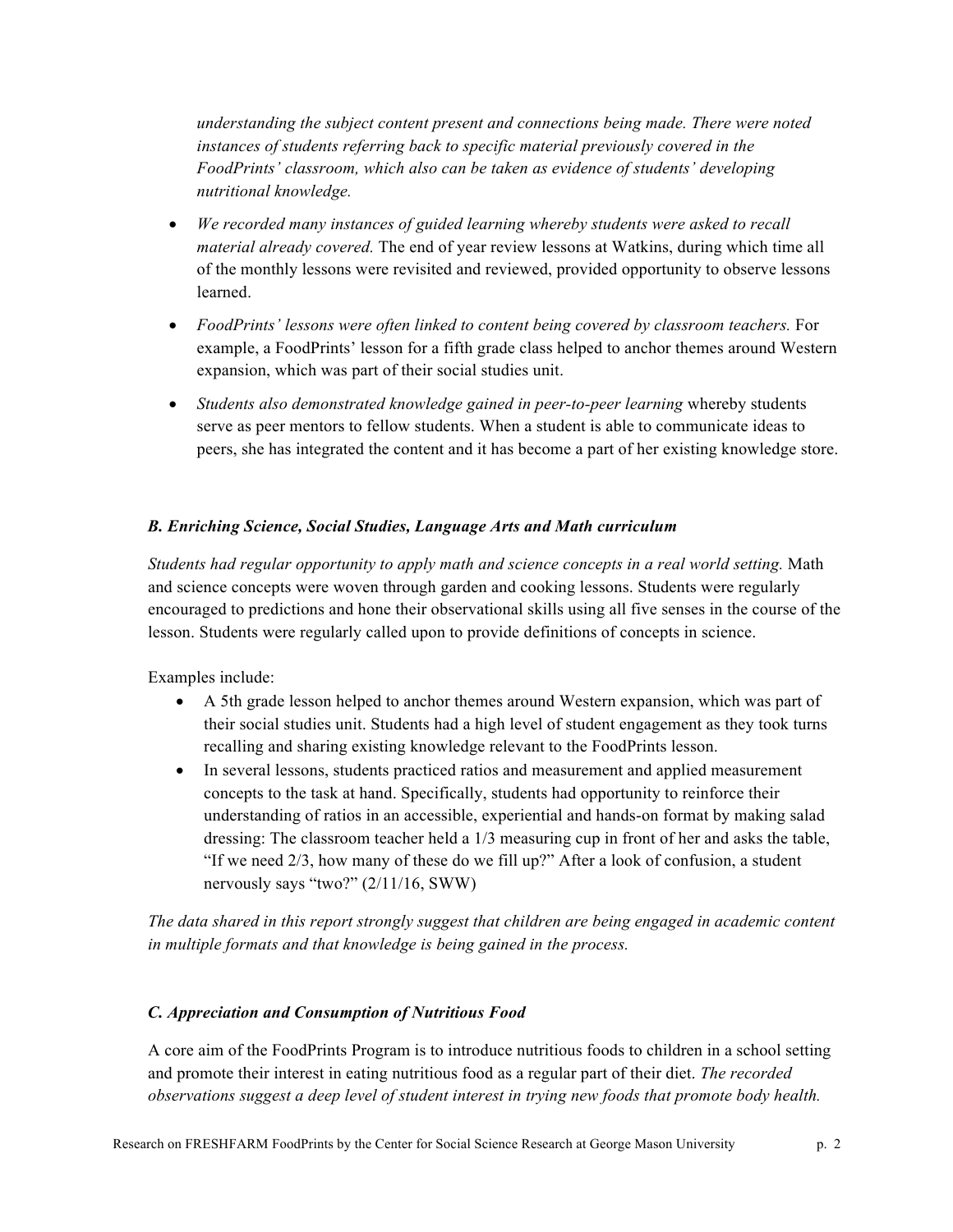*understanding the subject content present and connections being made. There were noted instances of students referring back to specific material previously covered in the FoodPrints' classroom, which also can be taken as evidence of students' developing nutritional knowledge.*

- *We recorded many instances of guided learning whereby students were asked to recall material already covered.* The end of year review lessons at Watkins, during which time all of the monthly lessons were revisited and reviewed, provided opportunity to observe lessons learned.
- *FoodPrints' lessons were often linked to content being covered by classroom teachers.* For example, a FoodPrints' lesson for a fifth grade class helped to anchor themes around Western expansion, which was part of their social studies unit.
- *Students also demonstrated knowledge gained in peer-to-peer learning* whereby students serve as peer mentors to fellow students. When a student is able to communicate ideas to peers, she has integrated the content and it has become a part of her existing knowledge store.

### *B. Enriching Science, Social Studies, Language Arts and Math curriculum*

*Students had regular opportunity to apply math and science concepts in a real world setting.* Math and science concepts were woven through garden and cooking lessons. Students were regularly encouraged to predictions and hone their observational skills using all five senses in the course of the lesson. Students were regularly called upon to provide definitions of concepts in science.

Examples include:

- A 5th grade lesson helped to anchor themes around Western expansion, which was part of their social studies unit. Students had a high level of student engagement as they took turns recalling and sharing existing knowledge relevant to the FoodPrints lesson.
- In several lessons, students practiced ratios and measurement and applied measurement concepts to the task at hand. Specifically, students had opportunity to reinforce their understanding of ratios in an accessible, experiential and hands-on format by making salad dressing: The classroom teacher held a 1/3 measuring cup in front of her and asks the table, "If we need 2/3, how many of these do we fill up?" After a look of confusion, a student nervously says "two?" (2/11/16, SWW)

*The data shared in this report strongly suggest that children are being engaged in academic content in multiple formats and that knowledge is being gained in the process.*

### *C. Appreciation and Consumption of Nutritious Food*

A core aim of the FoodPrints Program is to introduce nutritious foods to children in a school setting and promote their interest in eating nutritious food as a regular part of their diet. *The recorded observations suggest a deep level of student interest in trying new foods that promote body health.*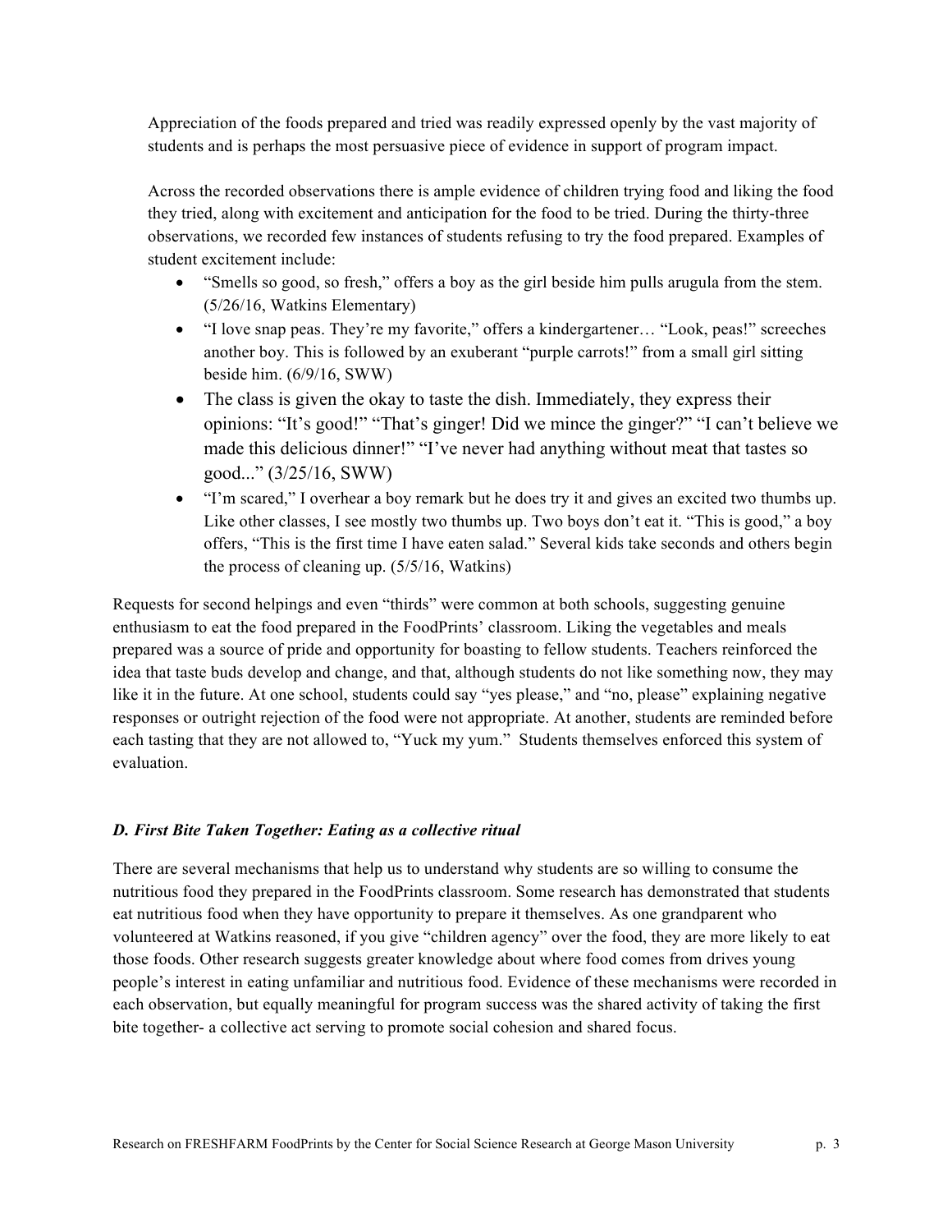Appreciation of the foods prepared and tried was readily expressed openly by the vast majority of students and is perhaps the most persuasive piece of evidence in support of program impact.

Across the recorded observations there is ample evidence of children trying food and liking the food they tried, along with excitement and anticipation for the food to be tried. During the thirty-three observations, we recorded few instances of students refusing to try the food prepared. Examples of student excitement include:

- "Smells so good, so fresh," offers a boy as the girl beside him pulls arugula from the stem. (5/26/16, Watkins Elementary)
- "I love snap peas. They're my favorite," offers a kindergartener… "Look, peas!" screeches another boy. This is followed by an exuberant "purple carrots!" from a small girl sitting beside him. (6/9/16, SWW)
- The class is given the okay to taste the dish. Immediately, they express their opinions: "It's good!" "That's ginger! Did we mince the ginger?" "I can't believe we made this delicious dinner!" "I've never had anything without meat that tastes so good..." (3/25/16, SWW)
- "I'm scared," I overhear a boy remark but he does try it and gives an excited two thumbs up. Like other classes, I see mostly two thumbs up. Two boys don't eat it. "This is good," a boy offers, "This is the first time I have eaten salad." Several kids take seconds and others begin the process of cleaning up. (5/5/16, Watkins)

Requests for second helpings and even "thirds" were common at both schools, suggesting genuine enthusiasm to eat the food prepared in the FoodPrints' classroom. Liking the vegetables and meals prepared was a source of pride and opportunity for boasting to fellow students. Teachers reinforced the idea that taste buds develop and change, and that, although students do not like something now, they may like it in the future. At one school, students could say "yes please," and "no, please" explaining negative responses or outright rejection of the food were not appropriate. At another, students are reminded before each tasting that they are not allowed to, "Yuck my yum." Students themselves enforced this system of evaluation.

### *D. First Bite Taken Together: Eating as a collective ritual*

There are several mechanisms that help us to understand why students are so willing to consume the nutritious food they prepared in the FoodPrints classroom. Some research has demonstrated that students eat nutritious food when they have opportunity to prepare it themselves. As one grandparent who volunteered at Watkins reasoned, if you give "children agency" over the food, they are more likely to eat those foods. Other research suggests greater knowledge about where food comes from drives young people's interest in eating unfamiliar and nutritious food. Evidence of these mechanisms were recorded in each observation, but equally meaningful for program success was the shared activity of taking the first bite together- a collective act serving to promote social cohesion and shared focus.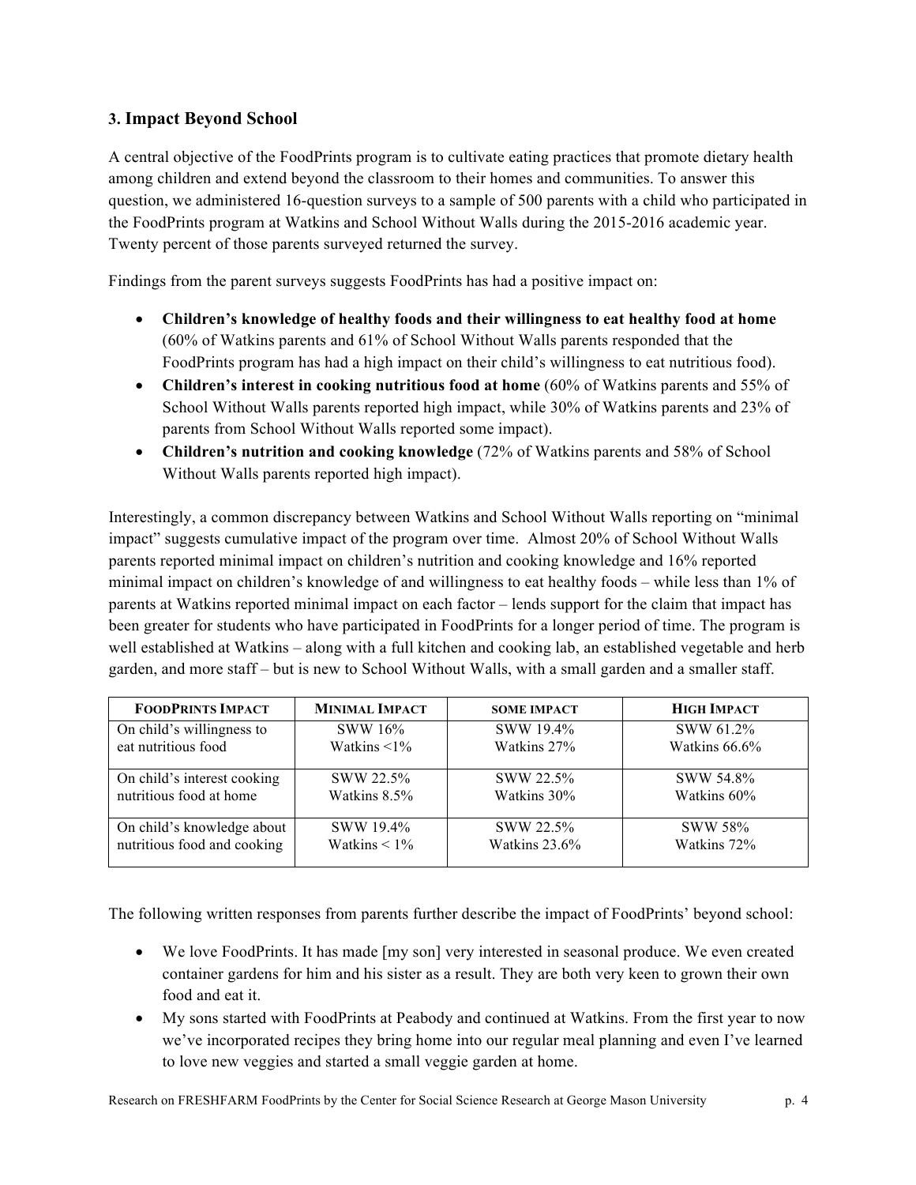## 3. Impact Beyond School

A central objective of the FoodPrints program is to cultivate eating practices that promote dietary health among children and extend beyond the classroom to their homes and communities. To answer this question, we administered 16-question surveys to a sample of 500 parents with a child who participated in the FoodPrints program at Watkins and School Without Walls during the 2015-2016 academic year. Twenty percent of those parents surveyed returned the survey.

Findings from the parent surveys suggests FoodPrints has had a positive impact on:

- **Children's knowledge of healthy foods and their willingness to eat healthy food at home** (60% of Watkins parents and 61% of School Without Walls parents responded that the FoodPrints program has had a high impact on their child's willingness to eat nutritious food).
- **Children's interest in cooking nutritious food at home** (60% of Watkins parents and 55% of School Without Walls parents reported high impact, while 30% of Watkins parents and 23% of parents from School Without Walls reported some impact).
- **Children's nutrition and cooking knowledge** (72% of Watkins parents and 58% of School Without Walls parents reported high impact).

Interestingly, a common discrepancy between Watkins and School Without Walls reporting on "minimal impact" suggests cumulative impact of the program over time. Almost 20% of School Without Walls parents reported minimal impact on children's nutrition and cooking knowledge and 16% reported minimal impact on children's knowledge of and willingness to eat healthy foods – while less than 1% of parents at Watkins reported minimal impact on each factor – lends support for the claim that impact has been greater for students who have participated in FoodPrints for a longer period of time. The program is well established at Watkins – along with a full kitchen and cooking lab, an established vegetable and herb garden, and more staff – but is new to School Without Walls, with a small garden and a smaller staff.

| FoodPrints Impact | Minimal Impact | Some Impact | High Impact |
|---|---|---|---|
| On child's willingness to eat nutritious food | SWW 16%<br>Watkins <1% | SWW 19.4%<br>Watkins 27% | SWW 61.2%<br>Watkins 66.6% |
| On child's interest cooking nutritious food at home | SWW 22.5%<br>Watkins 8.5% | SWW 22.5%<br>Watkins 30% | SWW 54.8%<br>Watkins 60% |
| On child's knowledge about nutritious food and cooking | SWW 19.4%<br>Watkins < 1% | SWW 22.5%<br>Watkins 23.6% | SWW 58%<br>Watkins 72% |

The following written responses from parents further describe the impact of FoodPrints' beyond school:

- We love FoodPrints. It has made [my son] very interested in seasonal produce. We even created container gardens for him and his sister as a result. They are both very keen to grown their own food and eat it.
- My sons started with FoodPrints at Peabody and continued at Watkins. From the first year to now we've incorporated recipes they bring home into our regular meal planning and even I've learned to love new veggies and started a small veggie garden at home.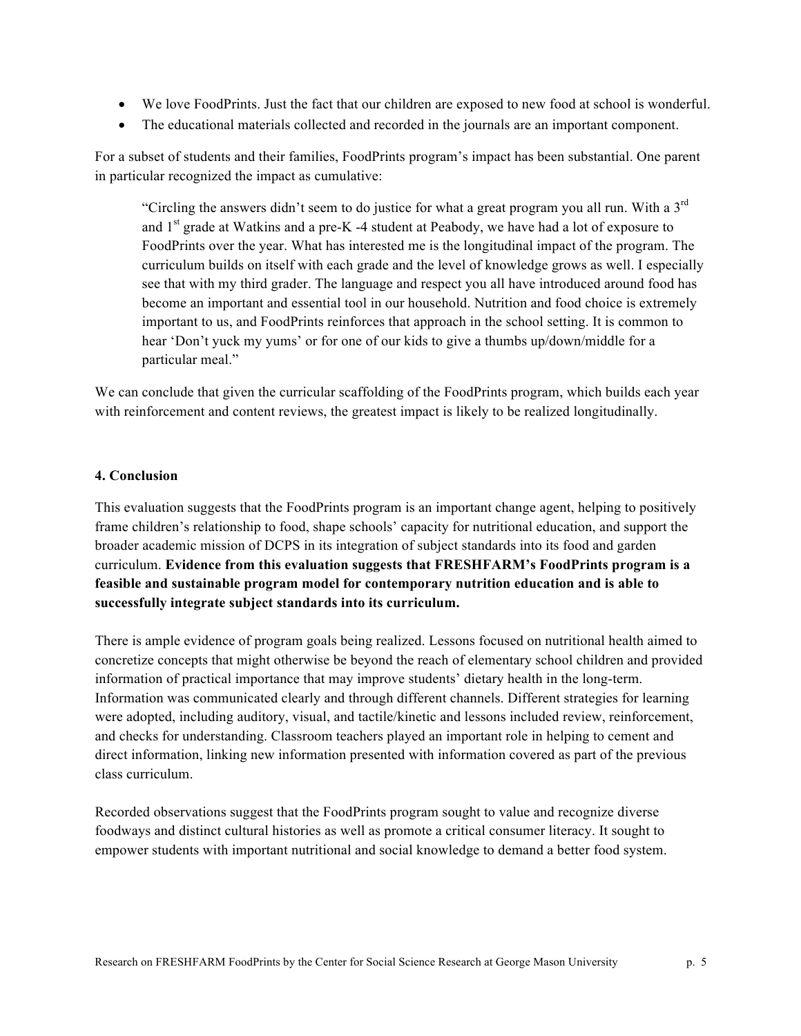- We love FoodPrints. Just the fact that our children are exposed to new food at school is wonderful.
- The educational materials collected and recorded in the journals are an important component.

For a subset of students and their families, FoodPrints program's impact has been substantial. One parent in particular recognized the impact as cumulative:

> "Circling the answers didn't seem to do justice for what a great program you all run. With a 3rd and 1st grade at Watkins and a pre-K -4 student at Peabody, we have had a lot of exposure to FoodPrints over the year. What has interested me is the longitudinal impact of the program. The curriculum builds on itself with each grade and the level of knowledge grows as well. I especially see that with my third grader. The language and respect you all have introduced around food has become an important and essential tool in our household. Nutrition and food choice is extremely important to us, and FoodPrints reinforces that approach in the school setting. It is common to hear 'Don't yuck my yums' or for one of our kids to give a thumbs up/down/middle for a particular meal."

We can conclude that given the curricular scaffolding of the FoodPrints program, which builds each year with reinforcement and content reviews, the greatest impact is likely to be realized longitudinally.

**4. Conclusion**

This evaluation suggests that the FoodPrints program is an important change agent, helping to positively frame children's relationship to food, shape schools' capacity for nutritional education, and support the broader academic mission of DCPS in its integration of subject standards into its food and garden curriculum. **Evidence from this evaluation suggests that FRESHFARM's FoodPrints program is a feasible and sustainable program model for contemporary nutrition education and is able to successfully integrate subject standards into its curriculum.**

There is ample evidence of program goals being realized. Lessons focused on nutritional health aimed to concretize concepts that might otherwise be beyond the reach of elementary school children and provided information of practical importance that may improve students' dietary health in the long-term. Information was communicated clearly and through different channels. Different strategies for learning were adopted, including auditory, visual, and tactile/kinetic and lessons included review, reinforcement, and checks for understanding. Classroom teachers played an important role in helping to cement and direct information, linking new information presented with information covered as part of the previous class curriculum.

Recorded observations suggest that the FoodPrints program sought to value and recognize diverse foodways and distinct cultural histories as well as promote a critical consumer literacy. It sought to empower students with important nutritional and social knowledge to demand a better food system.